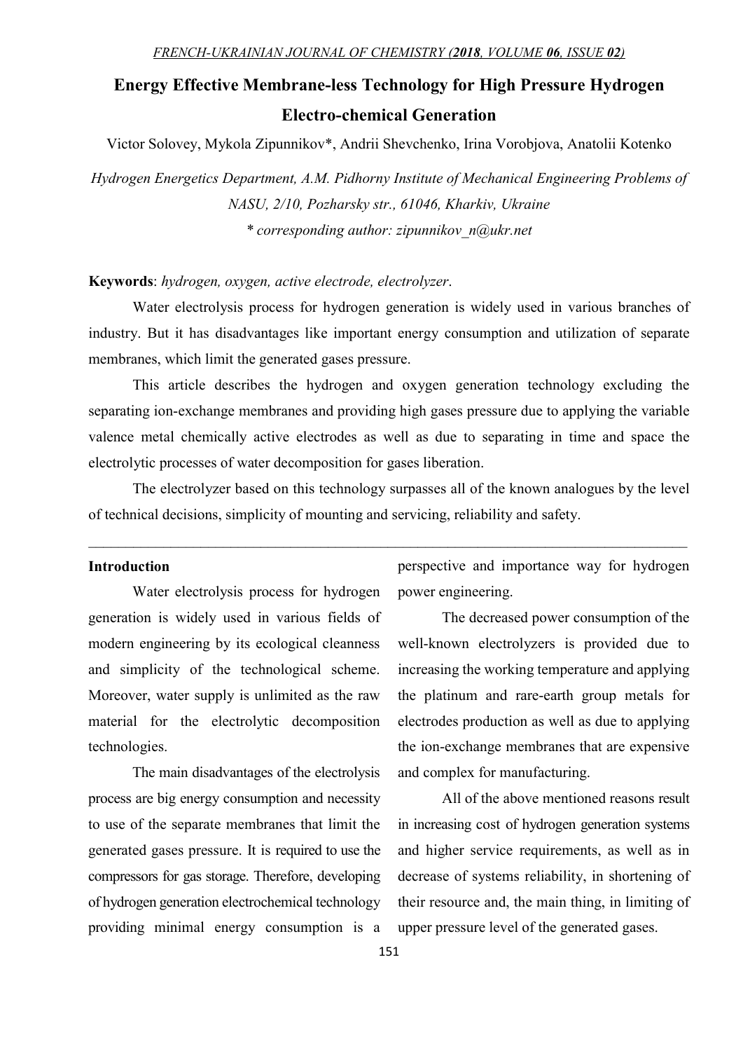# Energy Effective Membrane-less Technology for High Pressure Hydrogen Electro-chemical Generation

Victor Solovey, Mykola Zipunnikov*, Andrii Shevchenko, Irina Vorobjova, Anatolii Kotenko

*Hydrogen Energetics Department, A.M. Pidhorny Institute of Mechanical Engineering Problems of NASU, 2/10, Pozharsky str., 61046, Kharkiv, Ukraine*

*\* corresponding author: zipunnikov_n@ukr.net*

**Keywords**: *hydrogen, oxygen, active electrode, electrolyzer*.

Water electrolysis process for hydrogen generation is widely used in various branches of industry. But it has disadvantages like important energy consumption and utilization of separate membranes, which limit the generated gases pressure.

This article describes the hydrogen and oxygen generation technology excluding the separating ion-exchange membranes and providing high gases pressure due to applying the variable valence metal chemically active electrodes as well as due to separating in time and space the electrolytic processes of water decomposition for gases liberation.

The electrolyzer based on this technology surpasses all of the known analogues by the level of technical decisions, simplicity of mounting and servicing, reliability and safety.

---

## Introduction

Water electrolysis process for hydrogen generation is widely used in various fields of modern engineering by its ecological cleanness and simplicity of the technological scheme. Moreover, water supply is unlimited as the raw material for the electrolytic decomposition technologies.

The main disadvantages of the electrolysis process are big energy consumption and necessity to use of the separate membranes that limit the generated gases pressure. It is required to use the compressors for gas storage. Therefore, developing of hydrogen generation electrochemical technology providing minimal energy consumption is a perspective and importance way for hydrogen power engineering.

The decreased power consumption of the well-known electrolyzers is provided due to increasing the working temperature and applying the platinum and rare-earth group metals for electrodes production as well as due to applying the ion-exchange membranes that are expensive and complex for manufacturing.

All of the above mentioned reasons result in increasing cost of hydrogen generation systems and higher service requirements, as well as in decrease of systems reliability, in shortening of their resource and, the main thing, in limiting of upper pressure level of the generated gases.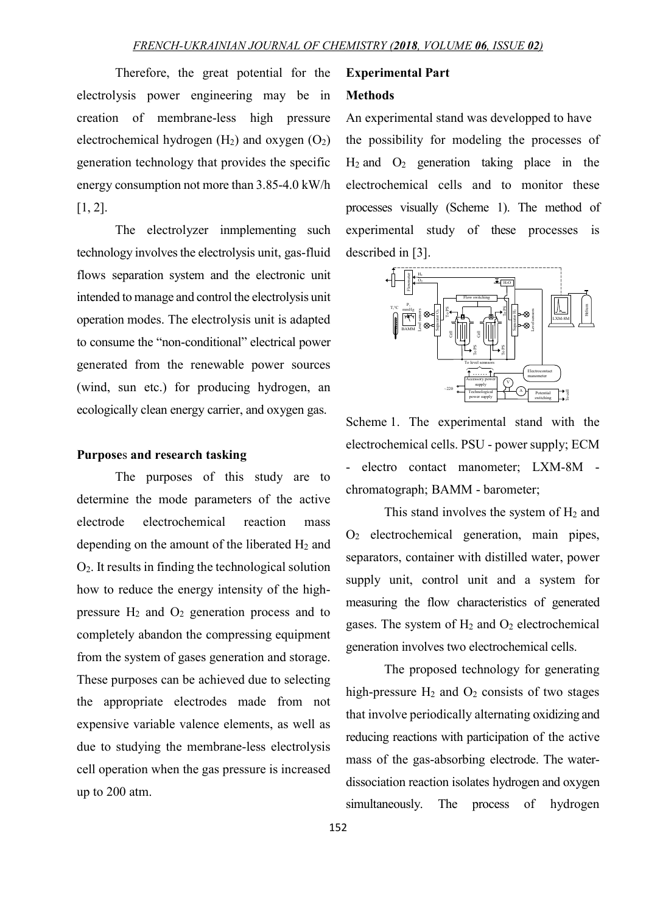Therefore, the great potential for the electrolysis power engineering may be in creation of membrane-less high pressure electrochemical hydrogen ($H_2$) and oxygen ($O_2$) generation technology that provides the specific energy consumption not more than 3.85-4.0 kW/h [1, 2].

The electrolyzer inmplementing such technology involves the electrolysis unit, gas-fluid flows separation system and the electronic unit intended to manage and control the electrolysis unit operation modes. The electrolysis unit is adapted to consume the "non-conditional" electrical power generated from the renewable power sources (wind, sun etc.) for producing hydrogen, an ecologically clean energy carrier, and oxygen gas.

## Purposes and research tasking

The purposes of this study are to determine the mode parameters of the active electrode electrochemical reaction mass depending on the amount of the liberated $H_2$ and $O_2$. It results in finding the technological solution how to reduce the energy intensity of the high-pressure $H_2$ and $O_2$ generation process and to completely abandon the compressing equipment from the system of gases generation and storage. These purposes can be achieved due to selecting the appropriate electrodes made from not expensive variable valence elements, as well as due to studying the membrane-less electrolysis cell operation when the gas pressure is increased up to 200 atm.

## Experimental Part

### Methods

An experimental stand was developped to have the possibility for modeling the processes of $H_2$ and $O_2$ generation taking place in the electrochemical cells and to monitor these processes visually (Scheme 1). The method of experimental study of these processes is described in [3].

Scheme 1. The experimental stand with the electrochemical cells. PSU - power supply; ECM - electro contact manometer; LXM-8M - chromatograph; BAMM - barometer;

This stand involves the system of $H_2$ and $O_2$ electrochemical generation, main pipes, separators, container with distilled water, power supply unit, control unit and a system for measuring the flow characteristics of generated gases. The system of $H_2$ and $O_2$ electrochemical generation involves two electrochemical cells.

The proposed technology for generating high-pressure $H_2$ and $O_2$ consists of two stages that involve periodically alternating oxidizing and reducing reactions with participation of the active mass of the gas-absorbing electrode. The water-dissociation reaction isolates hydrogen and oxygen simultaneously. The process of hydrogen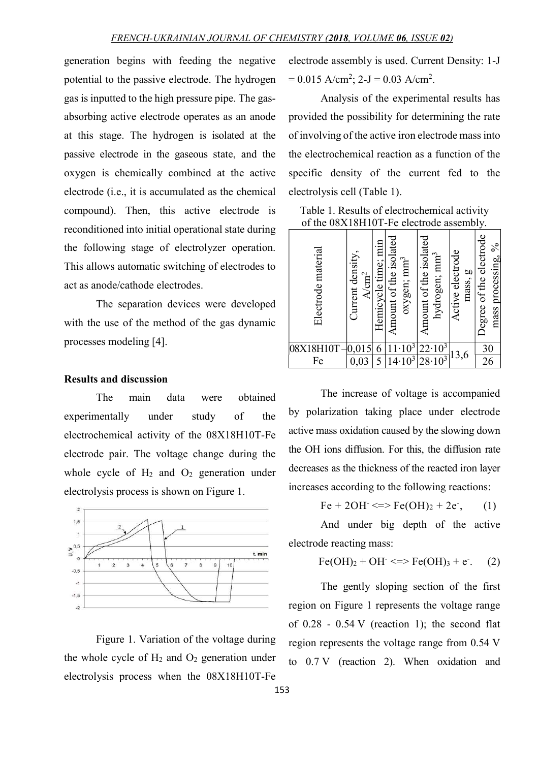generation begins with feeding the negative potential to the passive electrode. The hydrogen gas is inputted to the high pressure pipe. The gas-absorbing active electrode operates as an anode at this stage. The hydrogen is isolated at the passive electrode in the gaseous state, and the oxygen is chemically combined at the active electrode (i.e., it is accumulated as the chemical compound). Then, this active electrode is reconditioned into initial operational state during the following stage of electrolyzer operation. This allows automatic switching of electrodes to act as anode/cathode electrodes.

The separation devices were developed with the use of the method of the gas dynamic processes modeling [4].

## Results and discussion

The main data were obtained experimentally under study of the electrochemical activity of the 08X18H10T-Fe electrode pair. The voltage change during the whole cycle of $H_2$ and $O_2$ generation under electrolysis process is shown on Figure 1.

Figure 1. Variation of the voltage during the whole cycle of $H_2$ and $O_2$ generation under electrolysis process when the 08X18H10T-Fe electrode assembly is used. Current Density: 1-J = 0.015 A/cm$^2$; 2-J = 0.03 A/cm$^2$.

Analysis of the experimental results has provided the possibility for determining the rate of involving of the active iron electrode mass into the electrochemical reaction as a function of the specific density of the current fed to the electrolysis cell (Table 1).

Table 1. Results of electrochemical activity of the 08X18H10T-Fe electrode assembly.

| Electrode material | Current density, A/cm$^2$ | Hemicycle time; min | Amount of the isolated oxygen; mm$^3$ | Amount of the isolated hydrogen; mm$^3$ | Active electrode mass, g | Degree of the electrode mass processing, % |
|---|---|---|---|---|---|---|
| 08X18H10T – Fe | 0,015 | 6 | $11 \cdot 10^3$ | $22 \cdot 10^3$ | 13,6 | 30 |
| | 0,03 | 5 | $14 \cdot 10^3$ | $28 \cdot 10^3$ | | 26 |

The increase of voltage is accompanied by polarization taking place under electrode active mass oxidation caused by the slowing down the OH ions diffusion. For this, the diffusion rate decreases as the thickness of the reacted iron layer increases according to the following reactions:

$$Fe + 2OH^- \Leftrightarrow Fe(OH)_2 + 2e^-, \quad (1)$$

And under big depth of the active electrode reacting mass:

$$Fe(OH)_2 + OH^- \Leftrightarrow Fe(OH)_3 + e^-. \quad (2)$$

The gently sloping section of the first region on Figure 1 represents the voltage range of 0.28 - 0.54 V (reaction 1); the second flat region represents the voltage range from 0.54 V to 0.7 V (reaction 2). When oxidation and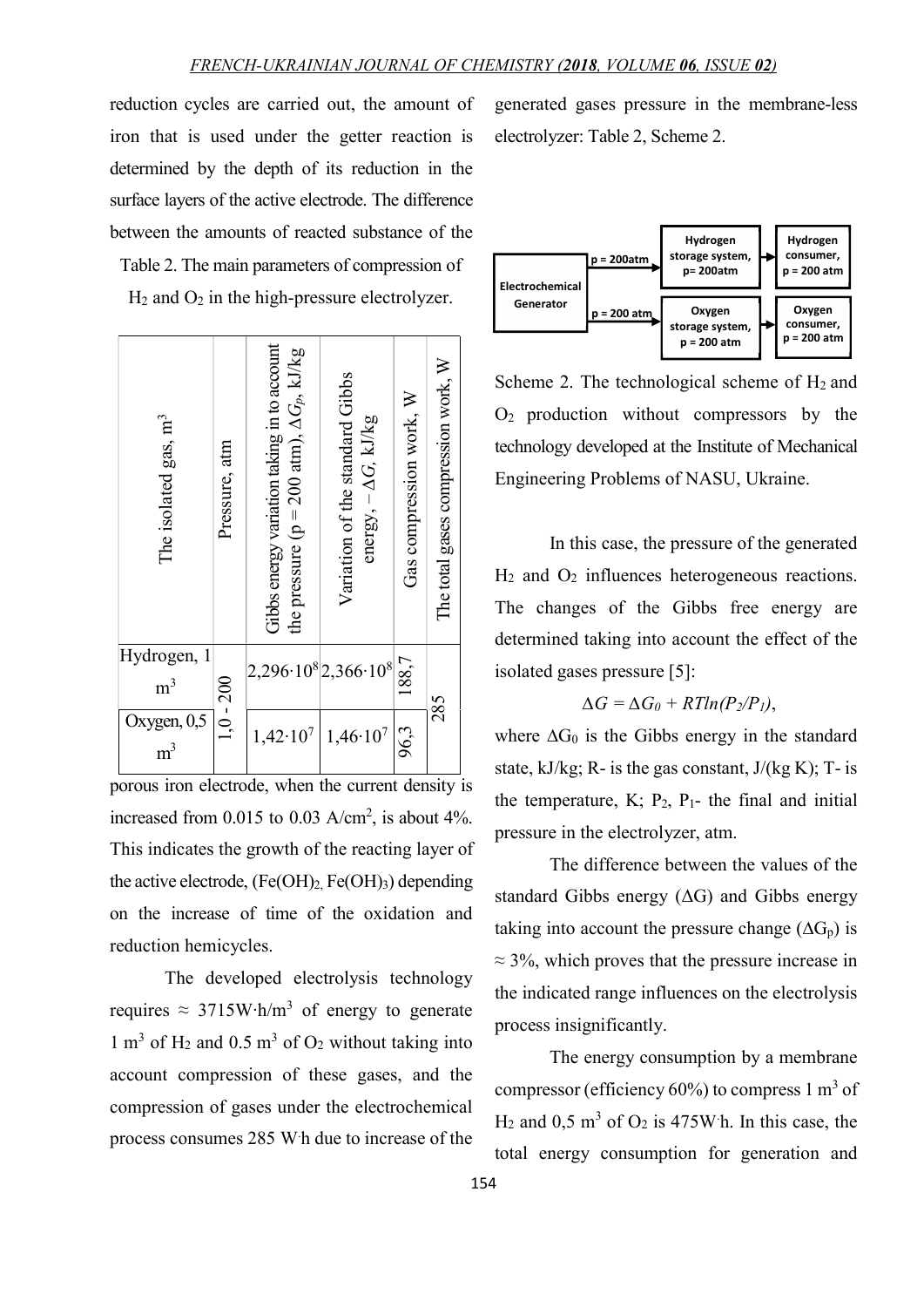reduction cycles are carried out, the amount of iron that is used under the getter reaction is determined by the depth of its reduction in the surface layers of the active electrode. The difference between the amounts of reacted substance of the porous iron electrode, when the current density is increased from 0.015 to 0.03 A/cm$^2$, is about 4%. This indicates the growth of the reacting layer of the active electrode, ($Fe(OH)_2$, $Fe(OH)_3$) depending on the increase of time of the oxidation and reduction hemicycles.

Table 2. The main parameters of compression of $H_2$ and $O_2$ in the high-pressure electrolyzer.

| The isolated gas, m$^3$ | Pressure, atm | Gibbs energy variation taking in to account the pressure (p = 200 atm), $\Delta G_p$, kJ/kg | Variation of the standard Gibbs energy, $-\Delta G$, kJ/kg | Gas compression work, W | The total gases compression work, W |
|---|---|---|---|---|---|
| Hydrogen, 1 m$^3$ | 1,0 - 200 | $2{,}296 \cdot 10^8$ | $2{,}366 \cdot 10^8$ | 188,7 | 285 |
| Oxygen, 0,5 m$^3$ | | $1{,}42 \cdot 10^7$ | $1{,}46 \cdot 10^7$ | 96,3 | |

The developed electrolysis technology requires ≈ 3715W·h/m$^3$ of energy to generate 1 m$^3$ of $H_2$ and 0.5 m$^3$ of $O_2$ without taking into account compression of these gases, and the compression of gases under the electrochemical process consumes 285 W·h due to increase of the generated gases pressure in the membrane-less electrolyzer: Table 2, Scheme 2.

Scheme 2. The technological scheme of $H_2$ and $O_2$ production without compressors by the technology developed at the Institute of Mechanical Engineering Problems of NASU, Ukraine.

In this case, the pressure of the generated $H_2$ and $O_2$ influences heterogeneous reactions. The changes of the Gibbs free energy are determined taking into account the effect of the isolated gases pressure [5]:

$$\Delta G = \Delta G_0 + RTln(P_2/P_1),$$

where $\Delta G_0$ is the Gibbs energy in the standard state, kJ/kg; R- is the gas constant, J/(kg K); T- is the temperature, K; $P_2$, $P_1$- the final and initial pressure in the electrolyzer, atm.

The difference between the values of the standard Gibbs energy ($\Delta G$) and Gibbs energy taking into account the pressure change ($\Delta G_p$) is ≈ 3%, which proves that the pressure increase in the indicated range influences on the electrolysis process insignificantly.

The energy consumption by a membrane compressor (efficiency 60%) to compress 1 m$^3$ of $H_2$ and 0,5 m$^3$ of $O_2$ is 475W·h. In this case, the total energy consumption for generation and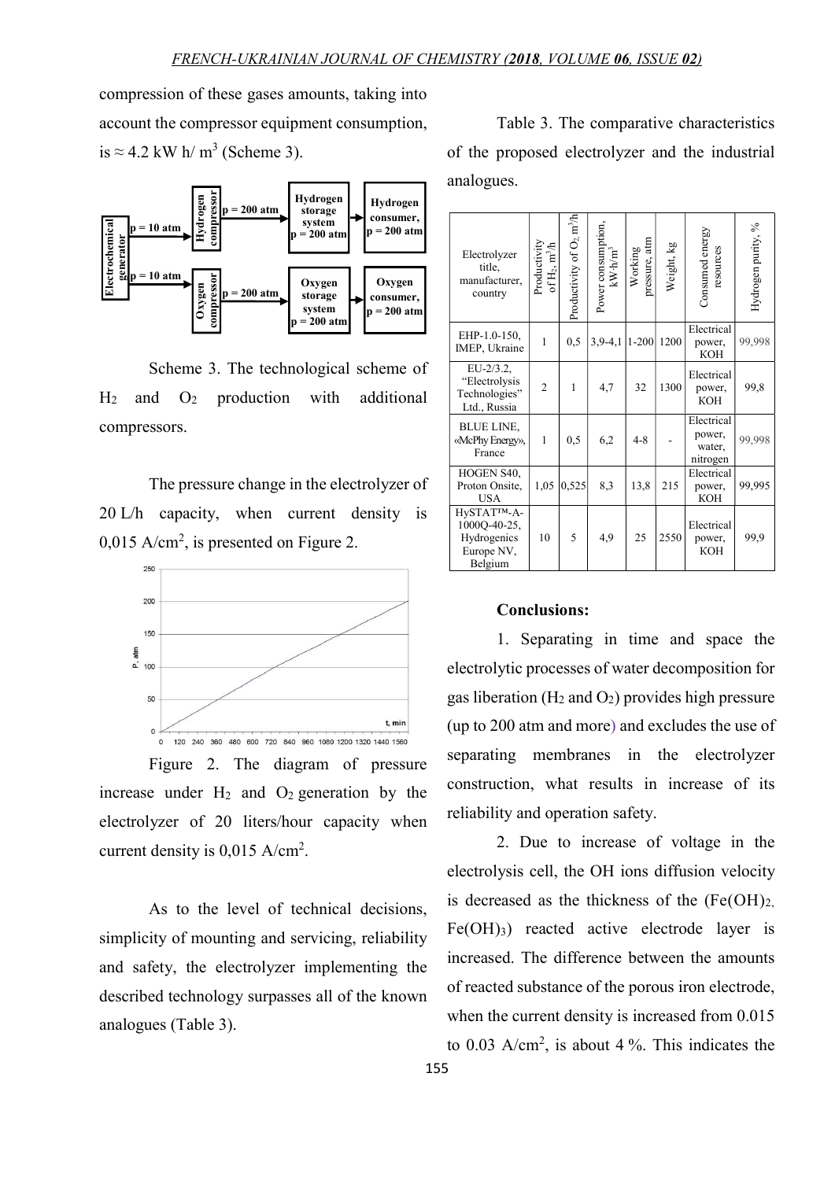compression of these gases amounts, taking into account the compressor equipment consumption, is ≈ 4.2 kW h/ $m^3$ (Scheme 3).

Scheme 3. The technological scheme of $H_2$ and $O_2$ production with additional compressors.

The pressure change in the electrolyzer of 20 L/h capacity, when current density is 0,015 A/cm$^2$, is presented on Figure 2.

Figure 2. The diagram of pressure increase under $H_2$ and $O_2$ generation by the electrolyzer of 20 liters/hour capacity when current density is 0,015 A/cm$^2$.

As to the level of technical decisions, simplicity of mounting and servicing, reliability and safety, the electrolyzer implementing the described technology surpasses all of the known analogues (Table 3).

Table 3. The comparative characteristics of the proposed electrolyzer and the industrial analogues.

| Electrolyzer title, manufacturer, country | Productivity of $H_2$, m$^3$/h | Productivity of $O_2$, m$^3$/h | Power consumption, kW·h/m$^3$ | Working pressure, atm | Weight, kg | Consumed energy resources | Hydrogen purity, % |
|---|---|---|---|---|---|---|---|
| EHP-1.0-150, IMEP, Ukraine | 1 | 0,5 | 3,9-4,1 | 1-200 | 1200 | Electrical power, KOH | 99,998 |
| EU-2/3.2, "Electrolysis Technologies" Ltd., Russia | 2 | 1 | 4,7 | 32 | 1300 | Electrical power, KOH | 99,8 |
| BLUE LINE, «McPhy Energy», France | 1 | 0,5 | 6,2 | 4-8 | - | Electrical power, water, nitrogen | 99,998 |
| HOGEN S40, Proton Onsite, USA | 1,05 | 0,525 | 8,3 | 13,8 | 215 | Electrical power, KOH | 99,995 |
| HySTAT™-A-1000Q-40-25, Hydrogenics Europe NV, Belgium | 10 | 5 | 4,9 | 25 | 2550 | Electrical power, KOH | 99,9 |

**Conclusions:**

1. Separating in time and space the electrolytic processes of water decomposition for gas liberation ($H_2$ and $O_2$) provides high pressure (up to 200 atm and more) and excludes the use of separating membranes in the electrolyzer construction, what results in increase of its reliability and operation safety.

2. Due to increase of voltage in the electrolysis cell, the OH ions diffusion velocity is decreased as the thickness of the ($Fe(OH)_2$, $Fe(OH)_3$) reacted active electrode layer is increased. The difference between the amounts of reacted substance of the porous iron electrode, when the current density is increased from 0.015 to 0.03 A/cm$^2$, is about 4 %. This indicates the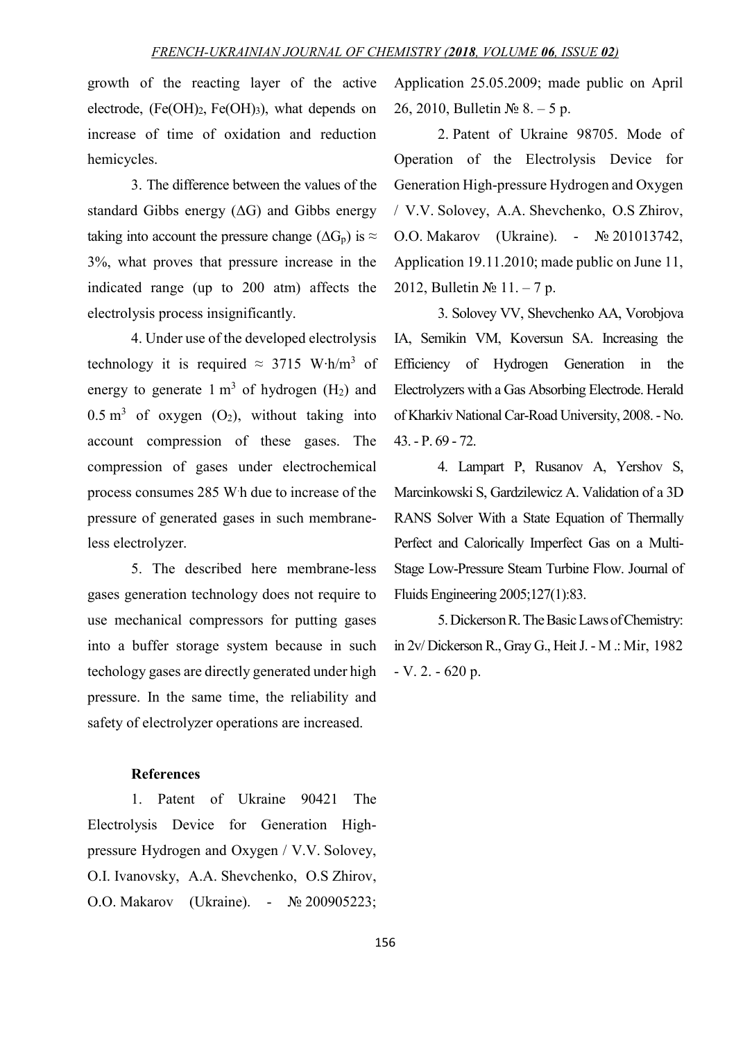growth of the reacting layer of the active electrode, ($Fe(OH)_2$, $Fe(OH)_3$), what depends on increase of time of oxidation and reduction hemicycles.

3. The difference between the values of the standard Gibbs energy ($\Delta G$) and Gibbs energy taking into account the pressure change ($\Delta G_p$) is ≈ 3%, what proves that pressure increase in the indicated range (up to 200 atm) affects the electrolysis process insignificantly.

4. Under use of the developed electrolysis technology it is required ≈ 3715 W·h/m$^3$ of energy to generate 1 m$^3$ of hydrogen ($H_2$) and 0.5 m$^3$ of oxygen ($O_2$), without taking into account compression of these gases. The compression of gases under electrochemical process consumes 285 W·h due to increase of the pressure of generated gases in such membrane-less electrolyzer.

5. The described here membrane-less gases generation technology does not require to use mechanical compressors for putting gases into a buffer storage system because in such techology gases are directly generated under high pressure. In the same time, the reliability and safety of electrolyzer operations are increased.

### References

1. Patent of Ukraine 90421 The Electrolysis Device for Generation High-pressure Hydrogen and Oxygen / V.V. Solovey, O.I. Ivanovsky, A.A. Shevchenko, O.S Zhirov, O.O. Makarov (Ukraine). - № 200905223; Application 25.05.2009; made public on April 26, 2010, Bulletin № 8. – 5 p.

2. Patent of Ukraine 98705. Mode of Operation of the Electrolysis Device for Generation High-pressure Hydrogen and Oxygen / V.V. Solovey, A.A. Shevchenko, O.S Zhirov, O.O. Makarov (Ukraine). - № 201013742, Application 19.11.2010; made public on June 11, 2012, Bulletin № 11. – 7 p.

3. Solovey VV, Shevchenko AA, Vorobjova IA, Semikin VM, Koversun SA. Increasing the Efficiency of Hydrogen Generation in the Electrolyzers with a Gas Absorbing Electrode. Herald of Kharkiv National Car-Road University, 2008. - No. 43. - P. 69 - 72.

4. Lampart P, Rusanov A, Yershov S, Marcinkowski S, Gardzilewicz A. Validation of a 3D RANS Solver With a State Equation of Thermally Perfect and Calorically Imperfect Gas on a Multi-Stage Low-Pressure Steam Turbine Flow. Journal of Fluids Engineering 2005;127(1):83.

5. Dickerson R. The Basic Laws of Chemistry: in 2v/ Dickerson R., Gray G., Heit J. - M .: Mir, 1982 - V. 2. - 620 p.